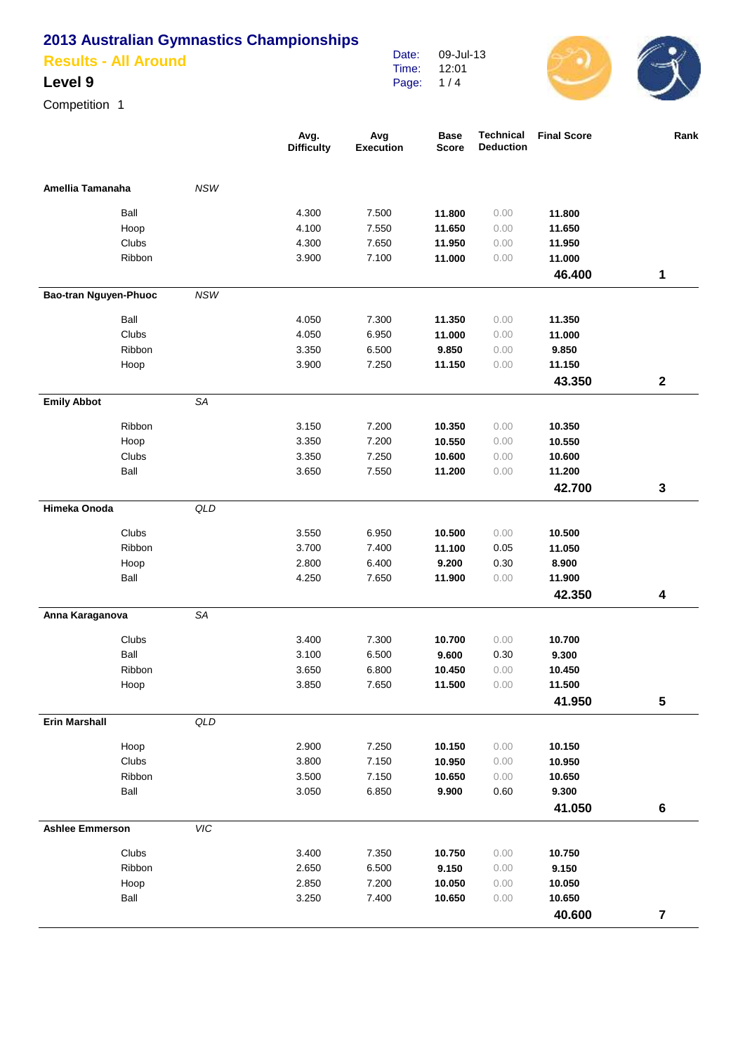# 2013 Australian Gymnastics Championships

## Results - All Around

### Level 9

Competition 1

Date: 09-Jul-13
Time: 12:01

| | | Avg. Difficulty | Avg Execution | Base Score | Technical Deduction | Final Score | Rank |
|---|---|---|---|---|---|---|---|
| **Amellia Tamanaha** | *NSW* | | | | | | |
| Ball | | 4.300 | 7.500 | **11.800** | 0.00 | **11.800** | |
| Hoop | | 4.100 | 7.550 | **11.650** | 0.00 | **11.650** | |
| Clubs | | 4.300 | 7.650 | **11.950** | 0.00 | **11.950** | |
| Ribbon | | 3.900 | 7.100 | **11.000** | 0.00 | **11.000** | |
| | | | | | | **46.400** | **1** |
| **Bao-tran Nguyen-Phuoc** | *NSW* | | | | | | |
| Ball | | 4.050 | 7.300 | **11.350** | 0.00 | **11.350** | |
| Clubs | | 4.050 | 6.950 | **11.000** | 0.00 | **11.000** | |
| Ribbon | | 3.350 | 6.500 | **9.850** | 0.00 | **9.850** | |
| Hoop | | 3.900 | 7.250 | **11.150** | 0.00 | **11.150** | |
| | | | | | | **43.350** | **2** |
| **Emily Abbot** | *SA* | | | | | | |
| Ribbon | | 3.150 | 7.200 | **10.350** | 0.00 | **10.350** | |
| Hoop | | 3.350 | 7.200 | **10.550** | 0.00 | **10.550** | |
| Clubs | | 3.350 | 7.250 | **10.600** | 0.00 | **10.600** | |
| Ball | | 3.650 | 7.550 | **11.200** | 0.00 | **11.200** | |
| | | | | | | **42.700** | **3** |
| **Himeka Onoda** | *QLD* | | | | | | |
| Clubs | | 3.550 | 6.950 | **10.500** | 0.00 | **10.500** | |
| Ribbon | | 3.700 | 7.400 | **11.100** | 0.05 | **11.050** | |
| Hoop | | 2.800 | 6.400 | **9.200** | 0.30 | **8.900** | |
| Ball | | 4.250 | 7.650 | **11.900** | 0.00 | **11.900** | |
| | | | | | | **42.350** | **4** |
| **Anna Karaganova** | *SA* | | | | | | |
| Clubs | | 3.400 | 7.300 | **10.700** | 0.00 | **10.700** | |
| Ball | | 3.100 | 6.500 | **9.600** | 0.30 | **9.300** | |
| Ribbon | | 3.650 | 6.800 | **10.450** | 0.00 | **10.450** | |
| Hoop | | 3.850 | 7.650 | **11.500** | 0.00 | **11.500** | |
| | | | | | | **41.950** | **5** |
| **Erin Marshall** | *QLD* | | | | | | |
| Hoop | | 2.900 | 7.250 | **10.150** | 0.00 | **10.150** | |
| Clubs | | 3.800 | 7.150 | **10.950** | 0.00 | **10.950** | |
| Ribbon | | 3.500 | 7.150 | **10.650** | 0.00 | **10.650** | |
| Ball | | 3.050 | 6.850 | **9.900** | 0.60 | **9.300** | |
| | | | | | | **41.050** | **6** |
| **Ashlee Emmerson** | *VIC* | | | | | | |
| Clubs | | 3.400 | 7.350 | **10.750** | 0.00 | **10.750** | |
| Ribbon | | 2.650 | 6.500 | **9.150** | 0.00 | **9.150** | |
| Hoop | | 2.850 | 7.200 | **10.050** | 0.00 | **10.050** | |
| Ball | | 3.250 | 7.400 | **10.650** | 0.00 | **10.650** | |
| | | | | | | **40.600** | **7** |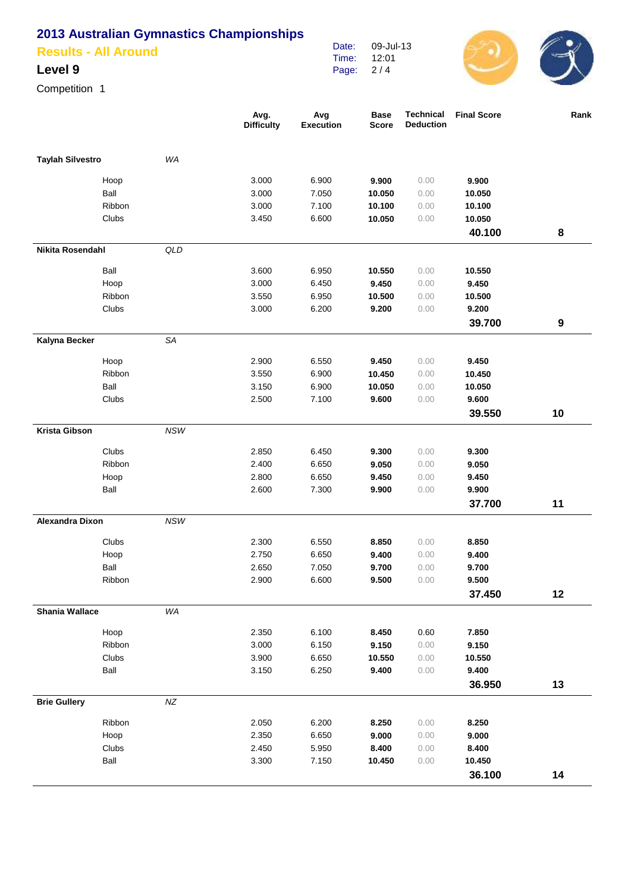# 2013 Australian Gymnastics Championships

## Results - All Around

### Level 9

Competition 1

Date: 09-Jul-13
Time: 12:01

| | | Avg. Difficulty | Avg Execution | Base Score | Technical Deduction | Final Score | Rank |
|---|---|---|---|---|---|---|---|
| **Taylah Silvestro** | *WA* | | | | | | |
| Hoop | | 3.000 | 6.900 | **9.900** | 0.00 | **9.900** | |
| Ball | | 3.000 | 7.050 | **10.050** | 0.00 | **10.050** | |
| Ribbon | | 3.000 | 7.100 | **10.100** | 0.00 | **10.100** | |
| Clubs | | 3.450 | 6.600 | **10.050** | 0.00 | **10.050** | |
| | | | | | | **40.100** | **8** |
| **Nikita Rosendahl** | *QLD* | | | | | | |
| Ball | | 3.600 | 6.950 | **10.550** | 0.00 | **10.550** | |
| Hoop | | 3.000 | 6.450 | **9.450** | 0.00 | **9.450** | |
| Ribbon | | 3.550 | 6.950 | **10.500** | 0.00 | **10.500** | |
| Clubs | | 3.000 | 6.200 | **9.200** | 0.00 | **9.200** | |
| | | | | | | **39.700** | **9** |
| **Kalyna Becker** | *SA* | | | | | | |
| Hoop | | 2.900 | 6.550 | **9.450** | 0.00 | **9.450** | |
| Ribbon | | 3.550 | 6.900 | **10.450** | 0.00 | **10.450** | |
| Ball | | 3.150 | 6.900 | **10.050** | 0.00 | **10.050** | |
| Clubs | | 2.500 | 7.100 | **9.600** | 0.00 | **9.600** | |
| | | | | | | **39.550** | **10** |
| **Krista Gibson** | *NSW* | | | | | | |
| Clubs | | 2.850 | 6.450 | **9.300** | 0.00 | **9.300** | |
| Ribbon | | 2.400 | 6.650 | **9.050** | 0.00 | **9.050** | |
| Hoop | | 2.800 | 6.650 | **9.450** | 0.00 | **9.450** | |
| Ball | | 2.600 | 7.300 | **9.900** | 0.00 | **9.900** | |
| | | | | | | **37.700** | **11** |
| **Alexandra Dixon** | *NSW* | | | | | | |
| Clubs | | 2.300 | 6.550 | **8.850** | 0.00 | **8.850** | |
| Hoop | | 2.750 | 6.650 | **9.400** | 0.00 | **9.400** | |
| Ball | | 2.650 | 7.050 | **9.700** | 0.00 | **9.700** | |
| Ribbon | | 2.900 | 6.600 | **9.500** | 0.00 | **9.500** | |
| | | | | | | **37.450** | **12** |
| **Shania Wallace** | *WA* | | | | | | |
| Hoop | | 2.350 | 6.100 | **8.450** | 0.60 | **7.850** | |
| Ribbon | | 3.000 | 6.150 | **9.150** | 0.00 | **9.150** | |
| Clubs | | 3.900 | 6.650 | **10.550** | 0.00 | **10.550** | |
| Ball | | 3.150 | 6.250 | **9.400** | 0.00 | **9.400** | |
| | | | | | | **36.950** | **13** |
| **Brie Gullery** | *NZ* | | | | | | |
| Ribbon | | 2.050 | 6.200 | **8.250** | 0.00 | **8.250** | |
| Hoop | | 2.350 | 6.650 | **9.000** | 0.00 | **9.000** | |
| Clubs | | 2.450 | 5.950 | **8.400** | 0.00 | **8.400** | |
| Ball | | 3.300 | 7.150 | **10.450** | 0.00 | **10.450** | |
| | | | | | | **36.100** | **14** |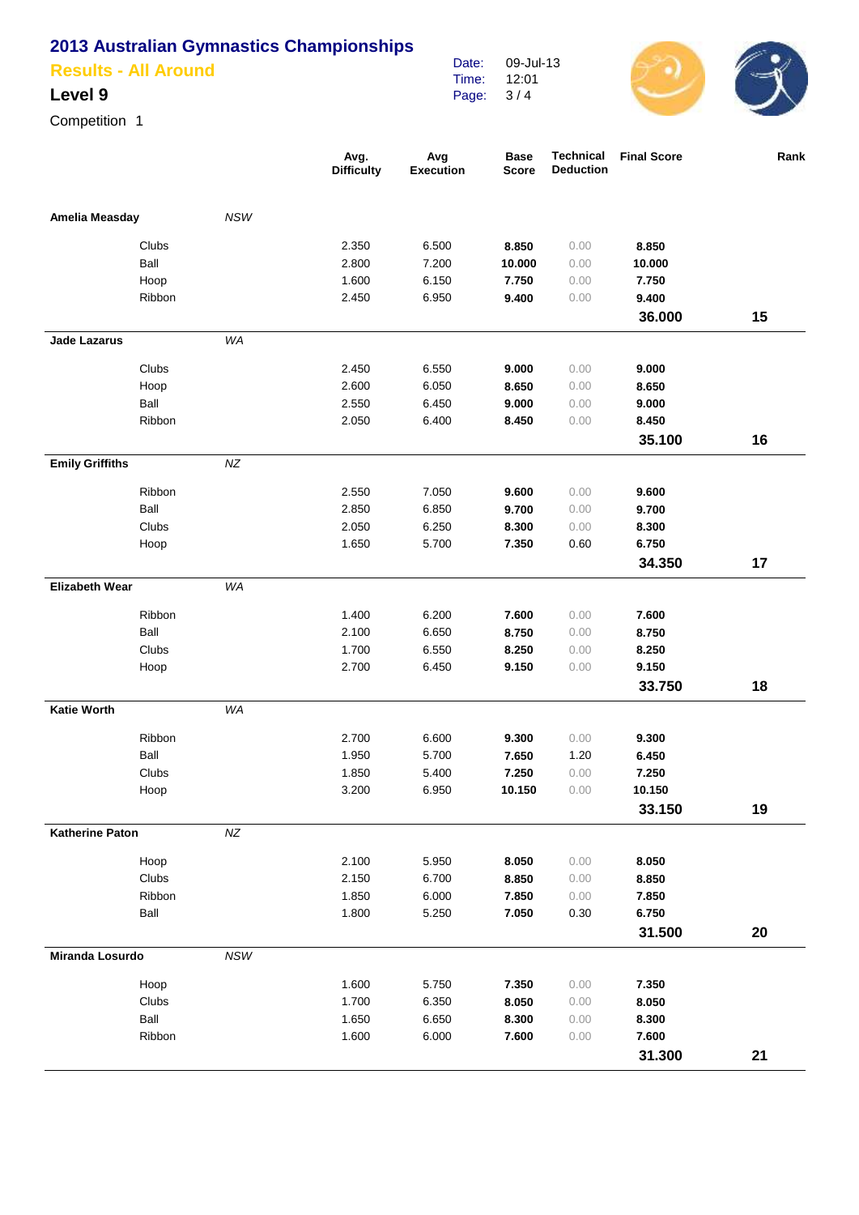# 2013 Australian Gymnastics Championships

## Results - All Around

### Level 9

Competition 1

Date: 09-Jul-13
Time: 12:01

| | | Avg. Difficulty | Avg Execution | Base Score | Technical Deduction | Final Score | Rank |
|---|---|---|---|---|---|---|---|
| **Amelia Measday** | *NSW* | | | | | | |
| Clubs | | 2.350 | 6.500 | **8.850** | 0.00 | **8.850** | |
| Ball | | 2.800 | 7.200 | **10.000** | 0.00 | **10.000** | |
| Hoop | | 1.600 | 6.150 | **7.750** | 0.00 | **7.750** | |
| Ribbon | | 2.450 | 6.950 | **9.400** | 0.00 | **9.400** | |
| | | | | | | **36.000** | **15** |
| **Jade Lazarus** | *WA* | | | | | | |
| Clubs | | 2.450 | 6.550 | **9.000** | 0.00 | **9.000** | |
| Hoop | | 2.600 | 6.050 | **8.650** | 0.00 | **8.650** | |
| Ball | | 2.550 | 6.450 | **9.000** | 0.00 | **9.000** | |
| Ribbon | | 2.050 | 6.400 | **8.450** | 0.00 | **8.450** | |
| | | | | | | **35.100** | **16** |
| **Emily Griffiths** | *NZ* | | | | | | |
| Ribbon | | 2.550 | 7.050 | **9.600** | 0.00 | **9.600** | |
| Ball | | 2.850 | 6.850 | **9.700** | 0.00 | **9.700** | |
| Clubs | | 2.050 | 6.250 | **8.300** | 0.00 | **8.300** | |
| Hoop | | 1.650 | 5.700 | **7.350** | 0.60 | **6.750** | |
| | | | | | | **34.350** | **17** |
| **Elizabeth Wear** | *WA* | | | | | | |
| Ribbon | | 1.400 | 6.200 | **7.600** | 0.00 | **7.600** | |
| Ball | | 2.100 | 6.650 | **8.750** | 0.00 | **8.750** | |
| Clubs | | 1.700 | 6.550 | **8.250** | 0.00 | **8.250** | |
| Hoop | | 2.700 | 6.450 | **9.150** | 0.00 | **9.150** | |
| | | | | | | **33.750** | **18** |
| **Katie Worth** | *WA* | | | | | | |
| Ribbon | | 2.700 | 6.600 | **9.300** | 0.00 | **9.300** | |
| Ball | | 1.950 | 5.700 | **7.650** | 1.20 | **6.450** | |
| Clubs | | 1.850 | 5.400 | **7.250** | 0.00 | **7.250** | |
| Hoop | | 3.200 | 6.950 | **10.150** | 0.00 | **10.150** | |
| | | | | | | **33.150** | **19** |
| **Katherine Paton** | *NZ* | | | | | | |
| Hoop | | 2.100 | 5.950 | **8.050** | 0.00 | **8.050** | |
| Clubs | | 2.150 | 6.700 | **8.850** | 0.00 | **8.850** | |
| Ribbon | | 1.850 | 6.000 | **7.850** | 0.00 | **7.850** | |
| Ball | | 1.800 | 5.250 | **7.050** | 0.30 | **6.750** | |
| | | | | | | **31.500** | **20** |
| **Miranda Losurdo** | *NSW* | | | | | | |
| Hoop | | 1.600 | 5.750 | **7.350** | 0.00 | **7.350** | |
| Clubs | | 1.700 | 6.350 | **8.050** | 0.00 | **8.050** | |
| Ball | | 1.650 | 6.650 | **8.300** | 0.00 | **8.300** | |
| Ribbon | | 1.600 | 6.000 | **7.600** | 0.00 | **7.600** | |
| | | | | | | **31.300** | **21** |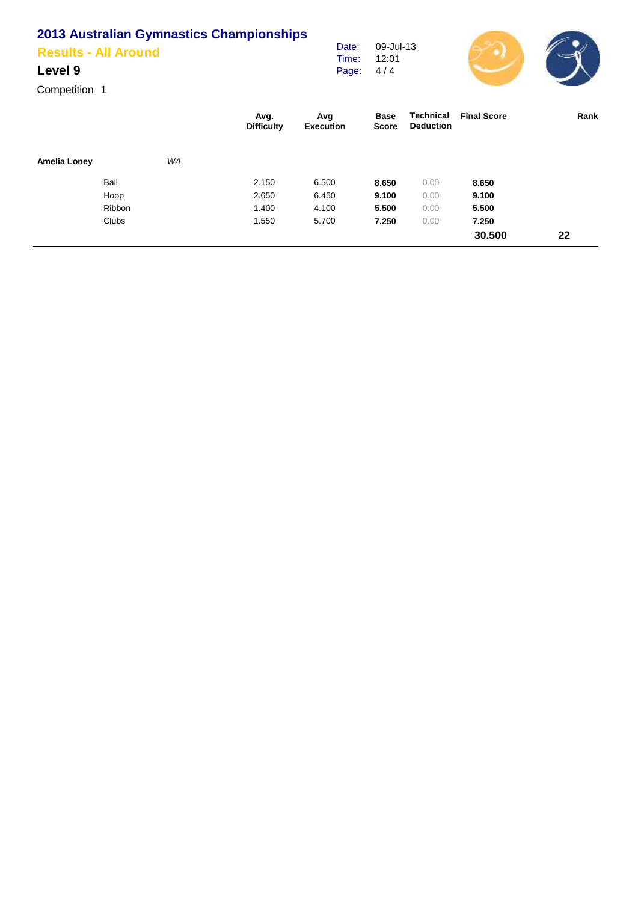# 2013 Australian Gymnastics Championships

## Results - All Around

### Level 9

Competition 1

Date: 09-Jul-13
Time: 12:01

| | | | Avg. Difficulty | Avg Execution | Base Score | Technical Deduction | Final Score | Rank |
|---|---|---|---|---|---|---|---|---|
| **Amelia Loney** | | *WA* | | | | | | |
| | Ball | | 2.150 | 6.500 | **8.650** | 0.00 | **8.650** | |
| | Hoop | | 2.650 | 6.450 | **9.100** | 0.00 | **9.100** | |
| | Ribbon | | 1.400 | 4.100 | **5.500** | 0.00 | **5.500** | |
| | Clubs | | 1.550 | 5.700 | **7.250** | 0.00 | **7.250** | |
| | | | | | | | **30.500** | **22** |